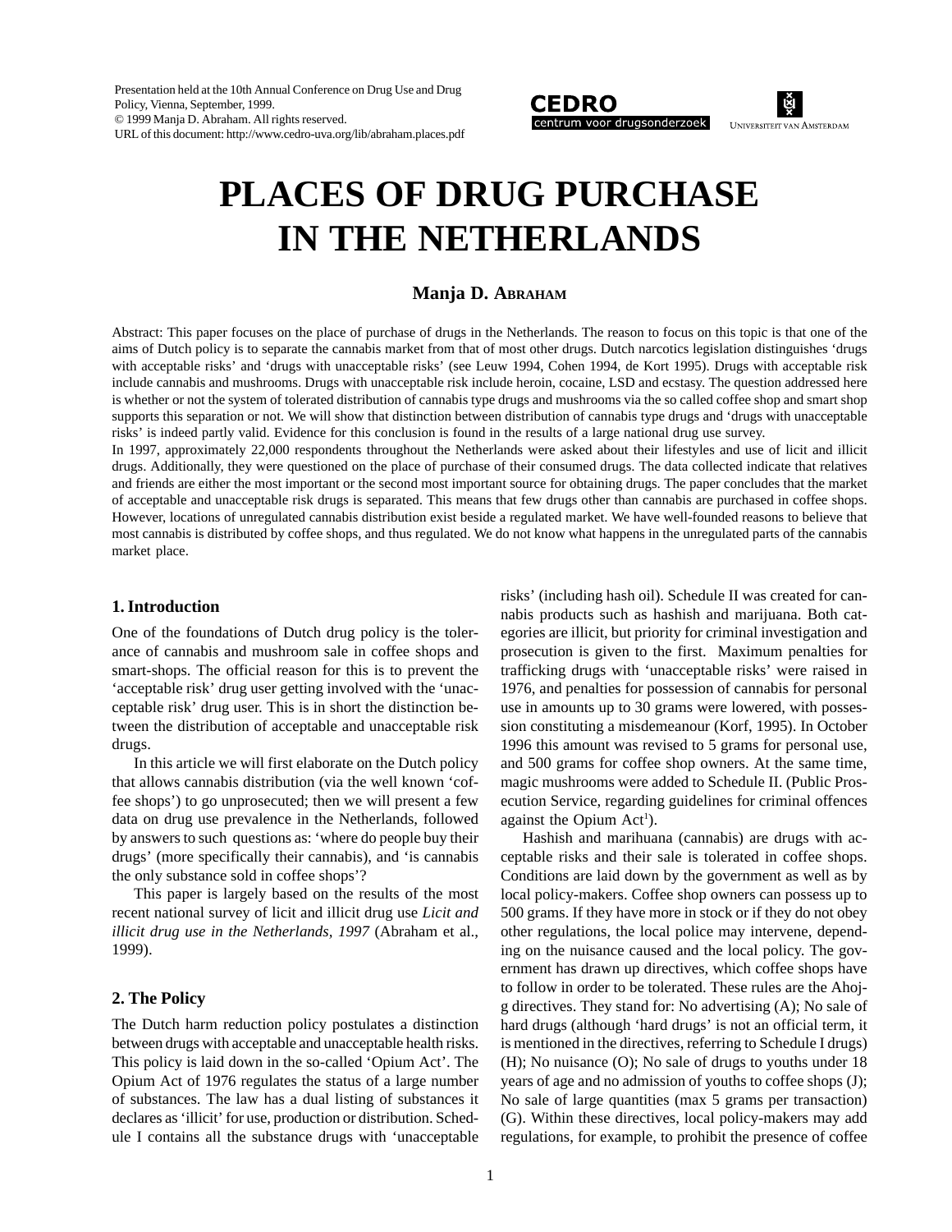Presentation held at the 10th Annual Conference on Drug Use and Drug Policy, Vienna, September, 1999.
© 1999 Manja D. Abraham. All rights reserved.
URL of this document: http://www.cedro-uva.org/lib/abraham.places.pdf

CEDRO centrum voor drugsonderzoek

Universiteit van Amsterdam

# PLACES OF DRUG PURCHASE IN THE NETHERLANDS

**Manja D. Abraham**

Abstract: This paper focuses on the place of purchase of drugs in the Netherlands. The reason to focus on this topic is that one of the aims of Dutch policy is to separate the cannabis market from that of most other drugs. Dutch narcotics legislation distinguishes 'drugs with acceptable risks' and 'drugs with unacceptable risks' (see Leuw 1994, Cohen 1994, de Kort 1995). Drugs with acceptable risk include cannabis and mushrooms. Drugs with unacceptable risk include heroin, cocaine, LSD and ecstasy. The question addressed here is whether or not the system of tolerated distribution of cannabis type drugs and mushrooms via the so called coffee shop and smart shop supports this separation or not. We will show that distinction between distribution of cannabis type drugs and 'drugs with unacceptable risks' is indeed partly valid. Evidence for this conclusion is found in the results of a large national drug use survey.
In 1997, approximately 22,000 respondents throughout the Netherlands were asked about their lifestyles and use of licit and illicit drugs. Additionally, they were questioned on the place of purchase of their consumed drugs. The data collected indicate that relatives and friends are either the most important or the second most important source for obtaining drugs. The paper concludes that the market of acceptable and unacceptable risk drugs is separated. This means that few drugs other than cannabis are purchased in coffee shops. However, locations of unregulated cannabis distribution exist beside a regulated market. We have well-founded reasons to believe that most cannabis is distributed by coffee shops, and thus regulated. We do not know what happens in the unregulated parts of the cannabis market place.

## 1. Introduction

One of the foundations of Dutch drug policy is the tolerance of cannabis and mushroom sale in coffee shops and smart-shops. The official reason for this is to prevent the 'acceptable risk' drug user getting involved with the 'unacceptable risk' drug user. This is in short the distinction between the distribution of acceptable and unacceptable risk drugs.

In this article we will first elaborate on the Dutch policy that allows cannabis distribution (via the well known 'coffee shops') to go unprosecuted; then we will present a few data on drug use prevalence in the Netherlands, followed by answers to such questions as: 'where do people buy their drugs' (more specifically their cannabis), and 'is cannabis the only substance sold in coffee shops'?

This paper is largely based on the results of the most recent national survey of licit and illicit drug use *Licit and illicit drug use in the Netherlands, 1997* (Abraham et al., 1999).

## 2. The Policy

The Dutch harm reduction policy postulates a distinction between drugs with acceptable and unacceptable health risks. This policy is laid down in the so-called 'Opium Act'. The Opium Act of 1976 regulates the status of a large number of substances. The law has a dual listing of substances it declares as 'illicit' for use, production or distribution. Schedule I contains all the substance drugs with 'unacceptable risks' (including hash oil). Schedule II was created for cannabis products such as hashish and marijuana. Both categories are illicit, but priority for criminal investigation and prosecution is given to the first. Maximum penalties for trafficking drugs with 'unacceptable risks' were raised in 1976, and penalties for possession of cannabis for personal use in amounts up to 30 grams were lowered, with possession constituting a misdemeanour (Korf, 1995). In October 1996 this amount was revised to 5 grams for personal use, and 500 grams for coffee shop owners. At the same time, magic mushrooms were added to Schedule II. (Public Prosecution Service, regarding guidelines for criminal offences against the Opium Act[1]).

Hashish and marihuana (cannabis) are drugs with acceptable risks and their sale is tolerated in coffee shops. Conditions are laid down by the government as well as by local policy-makers. Coffee shop owners can possess up to 500 grams. If they have more in stock or if they do not obey other regulations, the local police may intervene, depending on the nuisance caused and the local policy. The government has drawn up directives, which coffee shops have to follow in order to be tolerated. These rules are the Ahoj-g directives. They stand for: No advertising (A); No sale of hard drugs (although 'hard drugs' is not an official term, it is mentioned in the directives, referring to Schedule I drugs) (H); No nuisance (O); No sale of drugs to youths under 18 years of age and no admission of youths to coffee shops (J); No sale of large quantities (max 5 grams per transaction) (G). Within these directives, local policy-makers may add regulations, for example, to prohibit the presence of coffee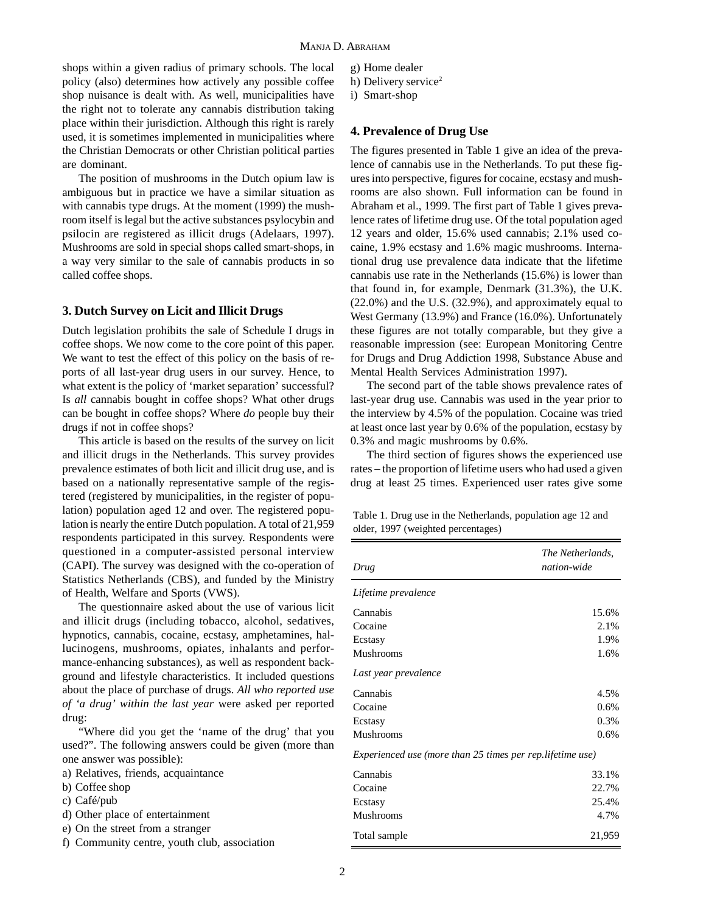shops within a given radius of primary schools. The local policy (also) determines how actively any possible coffee shop nuisance is dealt with. As well, municipalities have the right not to tolerate any cannabis distribution taking place within their jurisdiction. Although this right is rarely used, it is sometimes implemented in municipalities where the Christian Democrats or other Christian political parties are dominant.

The position of mushrooms in the Dutch opium law is ambiguous but in practice we have a similar situation as with cannabis type drugs. At the moment (1999) the mushroom itself is legal but the active substances psylocybin and psilocin are registered as illicit drugs (Adelaars, 1997). Mushrooms are sold in special shops called smart-shops, in a way very similar to the sale of cannabis products in so called coffee shops.

## 3. Dutch Survey on Licit and Illicit Drugs

Dutch legislation prohibits the sale of Schedule I drugs in coffee shops. We now come to the core point of this paper. We want to test the effect of this policy on the basis of reports of all last-year drug users in our survey. Hence, to what extent is the policy of 'market separation' successful? Is *all* cannabis bought in coffee shops? What other drugs can be bought in coffee shops? Where *do* people buy their drugs if not in coffee shops?

This article is based on the results of the survey on licit and illicit drugs in the Netherlands. This survey provides prevalence estimates of both licit and illicit drug use, and is based on a nationally representative sample of the registered (registered by municipalities, in the register of population) population aged 12 and over. The registered population is nearly the entire Dutch population. A total of 21,959 respondents participated in this survey. Respondents were questioned in a computer-assisted personal interview (CAPI). The survey was designed with the co-operation of Statistics Netherlands (CBS), and funded by the Ministry of Health, Welfare and Sports (VWS).

The questionnaire asked about the use of various licit and illicit drugs (including tobacco, alcohol, sedatives, hypnotics, cannabis, cocaine, ecstasy, amphetamines, hallucinogens, mushrooms, opiates, inhalants and performance-enhancing substances), as well as respondent background and lifestyle characteristics. It included questions about the place of purchase of drugs. *All who reported use of 'a drug' within the last year* were asked per reported drug:

"Where did you get the 'name of the drug' that you used?". The following answers could be given (more than one answer was possible):

a) Relatives, friends, acquaintance
b) Coffee shop
c) Café/pub
d) Other place of entertainment
e) On the street from a stranger
f) Community centre, youth club, association
g) Home dealer
h) Delivery service[2]
i) Smart-shop

## 4. Prevalence of Drug Use

The figures presented in Table 1 give an idea of the prevalence of cannabis use in the Netherlands. To put these figures into perspective, figures for cocaine, ecstasy and mushrooms are also shown. Full information can be found in Abraham et al., 1999. The first part of Table 1 gives prevalence rates of lifetime drug use. Of the total population aged 12 years and older, 15.6% used cannabis; 2.1% used cocaine, 1.9% ecstasy and 1.6% magic mushrooms. International drug use prevalence data indicate that the lifetime cannabis use rate in the Netherlands (15.6%) is lower than that found in, for example, Denmark (31.3%), the U.K. (22.0%) and the U.S. (32.9%), and approximately equal to West Germany (13.9%) and France (16.0%). Unfortunately these figures are not totally comparable, but they give a reasonable impression (see: European Monitoring Centre for Drugs and Drug Addiction 1998, Substance Abuse and Mental Health Services Administration 1997).

The second part of the table shows prevalence rates of last-year drug use. Cannabis was used in the year prior to the interview by 4.5% of the population. Cocaine was tried at least once last year by 0.6% of the population, ecstasy by 0.3% and magic mushrooms by 0.6%.

The third section of figures shows the experienced use rates – the proportion of lifetime users who had used a given drug at least 25 times. Experienced user rates give some

Table 1. Drug use in the Netherlands, population age 12 and older, 1997 (weighted percentages)

| *Drug* | *The Netherlands, nation-wide* |
|---|---|
| *Lifetime prevalence* | |
| Cannabis | 15.6% |
| Cocaine | 2.1% |
| Ecstasy | 1.9% |
| Mushrooms | 1.6% |
| *Last year prevalence* | |
| Cannabis | 4.5% |
| Cocaine | 0.6% |
| Ecstasy | 0.3% |
| Mushrooms | 0.6% |
| *Experienced use (more than 25 times per rep.lifetime use)* | |
| Cannabis | 33.1% |
| Cocaine | 22.7% |
| Ecstasy | 25.4% |
| Mushrooms | 4.7% |
| Total sample | 21,959 |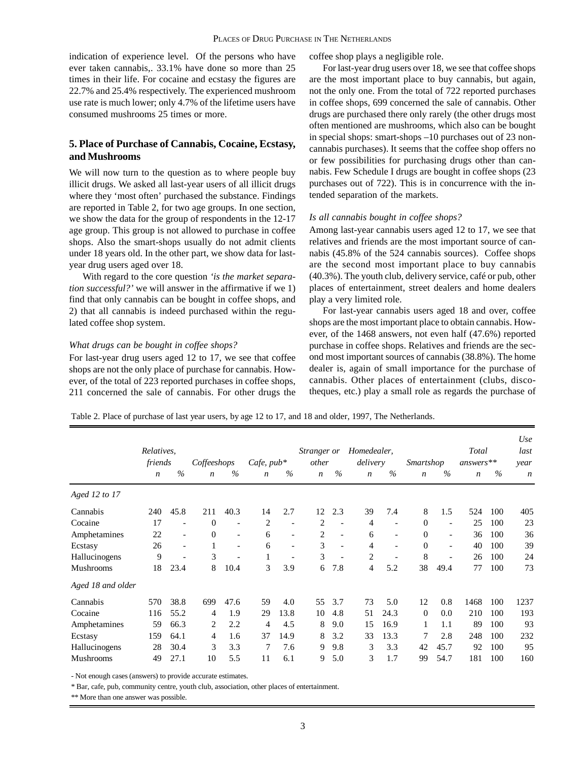indication of experience level. Of the persons who have ever taken cannabis,. 33.1% have done so more than 25 times in their life. For cocaine and ecstasy the figures are 22.7% and 25.4% respectively. The experienced mushroom use rate is much lower; only 4.7% of the lifetime users have consumed mushrooms 25 times or more.

## 5. Place of Purchase of Cannabis, Cocaine, Ecstasy, and Mushrooms

We will now turn to the question as to where people buy illicit drugs. We asked all last-year users of all illicit drugs where they 'most often' purchased the substance. Findings are reported in Table 2, for two age groups. In one section, we show the data for the group of respondents in the 12-17 age group. This group is not allowed to purchase in coffee shops. Also the smart-shops usually do not admit clients under 18 years old. In the other part, we show data for last-year drug users aged over 18.

With regard to the core question *'is the market separation successful?'* we will answer in the affirmative if we 1) find that only cannabis can be bought in coffee shops, and 2) that all cannabis is indeed purchased within the regulated coffee shop system.

*What drugs can be bought in coffee shops?*

For last-year drug users aged 12 to 17, we see that coffee shops are not the only place of purchase for cannabis. However, of the total of 223 reported purchases in coffee shops, 211 concerned the sale of cannabis. For other drugs the coffee shop plays a negligible role.

For last-year drug users over 18, we see that coffee shops are the most important place to buy cannabis, but again, not the only one. From the total of 722 reported purchases in coffee shops, 699 concerned the sale of cannabis. Other drugs are purchased there only rarely (the other drugs most often mentioned are mushrooms, which also can be bought in special shops: smart-shops –10 purchases out of 23 non-cannabis purchases). It seems that the coffee shop offers no or few possibilities for purchasing drugs other than cannabis. Few Schedule I drugs are bought in coffee shops (23 purchases out of 722). This is in concurrence with the intended separation of the markets.

*Is all cannabis bought in coffee shops?*

Among last-year cannabis users aged 12 to 17, we see that relatives and friends are the most important source of cannabis (45.8% of the 524 cannabis sources). Coffee shops are the second most important place to buy cannabis (40.3%). The youth club, delivery service, café or pub, other places of entertainment, street dealers and home dealers play a very limited role.

For last-year cannabis users aged 18 and over, coffee shops are the most important place to obtain cannabis. However, of the 1468 answers, not even half (47.6%) reported purchase in coffee shops. Relatives and friends are the second most important sources of cannabis (38.8%). The home dealer is, again of small importance for the purchase of cannabis. Other places of entertainment (clubs, discotheques, etc.) play a small role as regards the purchase of

Table 2. Place of purchase of last year users, by age 12 to 17, and 18 and older, 1997, The Netherlands.

| | *Relatives, friends* | | *Coffeeshops* | | *Cafe, pub\** | | *Stranger or other* | | *Homedealer, delivery* | | *Smartshop* | | *Total answers\*\** | | *Use last year* |
|---|---|---|---|---|---|---|---|---|---|---|---|---|---|---|---|
| | *n* | *%* | *n* | *%* | *n* | *%* | *n* | *%* | *n* | *%* | *n* | *%* | *n* | *%* | *n* |
| *Aged 12 to 17* | | | | | | | | | | | | | | | |
| Cannabis | 240 | 45.8 | 211 | 40.3 | 14 | 2.7 | 12 | 2.3 | 39 | 7.4 | 8 | 1.5 | 524 | 100 | 405 |
| Cocaine | 17 | - | 0 | - | 2 | - | 2 | - | 4 | - | 0 | - | 25 | 100 | 23 |
| Amphetamines | 22 | - | 0 | - | 6 | - | 2 | - | 6 | - | 0 | - | 36 | 100 | 36 |
| Ecstasy | 26 | - | 1 | - | 6 | - | 3 | - | 4 | - | 0 | - | 40 | 100 | 39 |
| Hallucinogens | 9 | - | 3 | - | 1 | - | 3 | - | 2 | - | 8 | - | 26 | 100 | 24 |
| Mushrooms | 18 | 23.4 | 8 | 10.4 | 3 | 3.9 | 6 | 7.8 | 4 | 5.2 | 38 | 49.4 | 77 | 100 | 73 |
| *Aged 18 and older* | | | | | | | | | | | | | | | |
| Cannabis | 570 | 38.8 | 699 | 47.6 | 59 | 4.0 | 55 | 3.7 | 73 | 5.0 | 12 | 0.8 | 1468 | 100 | 1237 |
| Cocaine | 116 | 55.2 | 4 | 1.9 | 29 | 13.8 | 10 | 4.8 | 51 | 24.3 | 0 | 0.0 | 210 | 100 | 193 |
| Amphetamines | 59 | 66.3 | 2 | 2.2 | 4 | 4.5 | 8 | 9.0 | 15 | 16.9 | 1 | 1.1 | 89 | 100 | 93 |
| Ecstasy | 159 | 64.1 | 4 | 1.6 | 37 | 14.9 | 8 | 3.2 | 33 | 13.3 | 7 | 2.8 | 248 | 100 | 232 |
| Hallucinogens | 28 | 30.4 | 3 | 3.3 | 7 | 7.6 | 9 | 9.8 | 3 | 3.3 | 42 | 45.7 | 92 | 100 | 95 |
| Mushrooms | 49 | 27.1 | 10 | 5.5 | 11 | 6.1 | 9 | 5.0 | 3 | 1.7 | 99 | 54.7 | 181 | 100 | 160 |

- Not enough cases (answers) to provide accurate estimates.

\* Bar, cafe, pub, community centre, youth club, association, other places of entertainment.

\*\* More than one answer was possible.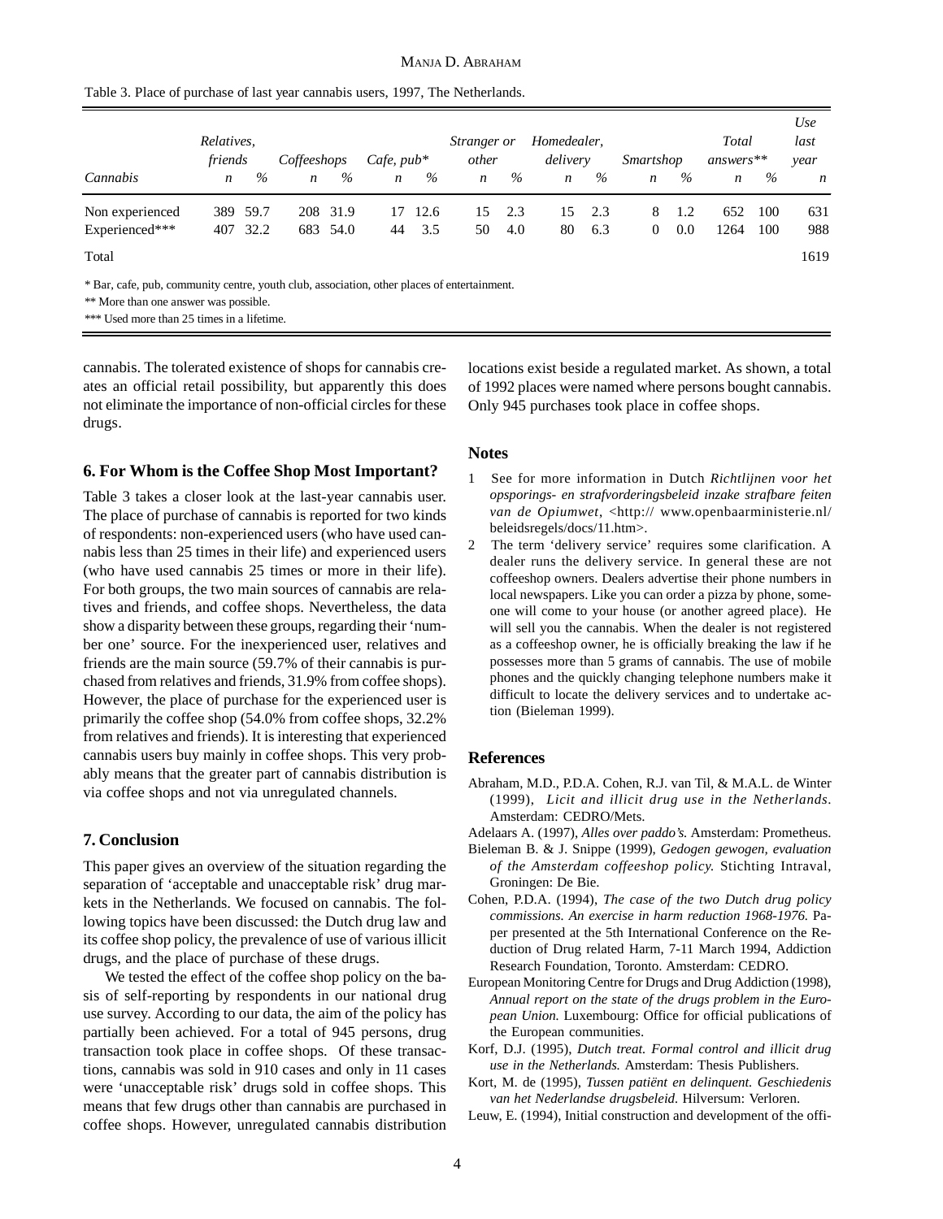Table 3. Place of purchase of last year cannabis users, 1997, The Netherlands.

| Cannabis | Relatives, friends | | Coffeeshops | | Cafe, pub* | | Stranger or other | | Homedealer, delivery | | Smartshop | | Total answers** | | Use last year |
|---|---|---|---|---|---|---|---|---|---|---|---|---|---|---|---|
| | *n* | *%* | *n* | *%* | *n* | *%* | *n* | *%* | *n* | *%* | *n* | *%* | *n* | *%* | *n* |
| Non experienced | 389 | 59.7 | 208 | 31.9 | 17 | 12.6 | 15 | 2.3 | 15 | 2.3 | 8 | 1.2 | 652 | 100 | 631 |
| Experienced*** | 407 | 32.2 | 683 | 54.0 | 44 | 3.5 | 50 | 4.0 | 80 | 6.3 | 0 | 0.0 | 1264 | 100 | 988 |
| Total | | | | | | | | | | | | | | | 1619 |

\* Bar, cafe, pub, community centre, youth club, association, other places of entertainment.
** More than one answer was possible.
*** Used more than 25 times in a lifetime.

cannabis. The tolerated existence of shops for cannabis creates an official retail possibility, but apparently this does not eliminate the importance of non-official circles for these drugs.

## 6. For Whom is the Coffee Shop Most Important?

Table 3 takes a closer look at the last-year cannabis user. The place of purchase of cannabis is reported for two kinds of respondents: non-experienced users (who have used cannabis less than 25 times in their life) and experienced users (who have used cannabis 25 times or more in their life). For both groups, the two main sources of cannabis are relatives and friends, and coffee shops. Nevertheless, the data show a disparity between these groups, regarding their 'number one' source. For the inexperienced user, relatives and friends are the main source (59.7% of their cannabis is purchased from relatives and friends, 31.9% from coffee shops). However, the place of purchase for the experienced user is primarily the coffee shop (54.0% from coffee shops, 32.2% from relatives and friends). It is interesting that experienced cannabis users buy mainly in coffee shops. This very probably means that the greater part of cannabis distribution is via coffee shops and not via unregulated channels.

## 7. Conclusion

This paper gives an overview of the situation regarding the separation of 'acceptable and unacceptable risk' drug markets in the Netherlands. We focused on cannabis. The following topics have been discussed: the Dutch drug law and its coffee shop policy, the prevalence of use of various illicit drugs, and the place of purchase of these drugs.

We tested the effect of the coffee shop policy on the basis of self-reporting by respondents in our national drug use survey. According to our data, the aim of the policy has partially been achieved. For a total of 945 persons, drug transaction took place in coffee shops. Of these transactions, cannabis was sold in 910 cases and only in 11 cases were 'unacceptable risk' drugs sold in coffee shops. This means that few drugs other than cannabis are purchased in coffee shops. However, unregulated cannabis distribution locations exist beside a regulated market. As shown, a total of 1992 places were named where persons bought cannabis. Only 945 purchases took place in coffee shops.

## Notes

1. See for more information in Dutch *Richtlijnen voor het opsporings- en strafvorderingsbeleid inzake strafbare feiten van de Opiumwet*, <http:// www.openbaarministerie.nl/ beleidsregels/docs/11.htm>.
2. The term 'delivery service' requires some clarification. A dealer runs the delivery service. In general these are not coffeeshop owners. Dealers advertise their phone numbers in local newspapers. Like you can order a pizza by phone, someone will come to your house (or another agreed place). He will sell you the cannabis. When the dealer is not registered as a coffeeshop owner, he is officially breaking the law if he possesses more than 5 grams of cannabis. The use of mobile phones and the quickly changing telephone numbers make it difficult to locate the delivery services and to undertake action (Bieleman 1999).

## References

Abraham, M.D., P.D.A. Cohen, R.J. van Til, & M.A.L. de Winter (1999), *Licit and illicit drug use in the Netherlands*. Amsterdam: CEDRO/Mets.

Adelaars A. (1997), *Alles over paddo's.* Amsterdam: Prometheus.

Bieleman B. & J. Snippe (1999), *Gedogen gewogen, evaluation of the Amsterdam coffeeshop policy.* Stichting Intraval, Groningen: De Bie.

Cohen, P.D.A. (1994), *The case of the two Dutch drug policy commissions. An exercise in harm reduction 1968-1976.* Paper presented at the 5th International Conference on the Reduction of Drug related Harm, 7-11 March 1994, Addiction Research Foundation, Toronto. Amsterdam: CEDRO.

European Monitoring Centre for Drugs and Drug Addiction (1998), *Annual report on the state of the drugs problem in the European Union.* Luxembourg: Office for official publications of the European communities.

Korf, D.J. (1995), *Dutch treat. Formal control and illicit drug use in the Netherlands.* Amsterdam: Thesis Publishers.

Kort, M. de (1995), *Tussen patiënt en delinquent. Geschiedenis van het Nederlandse drugsbeleid.* Hilversum: Verloren.

Leuw, E. (1994), Initial construction and development of the offi-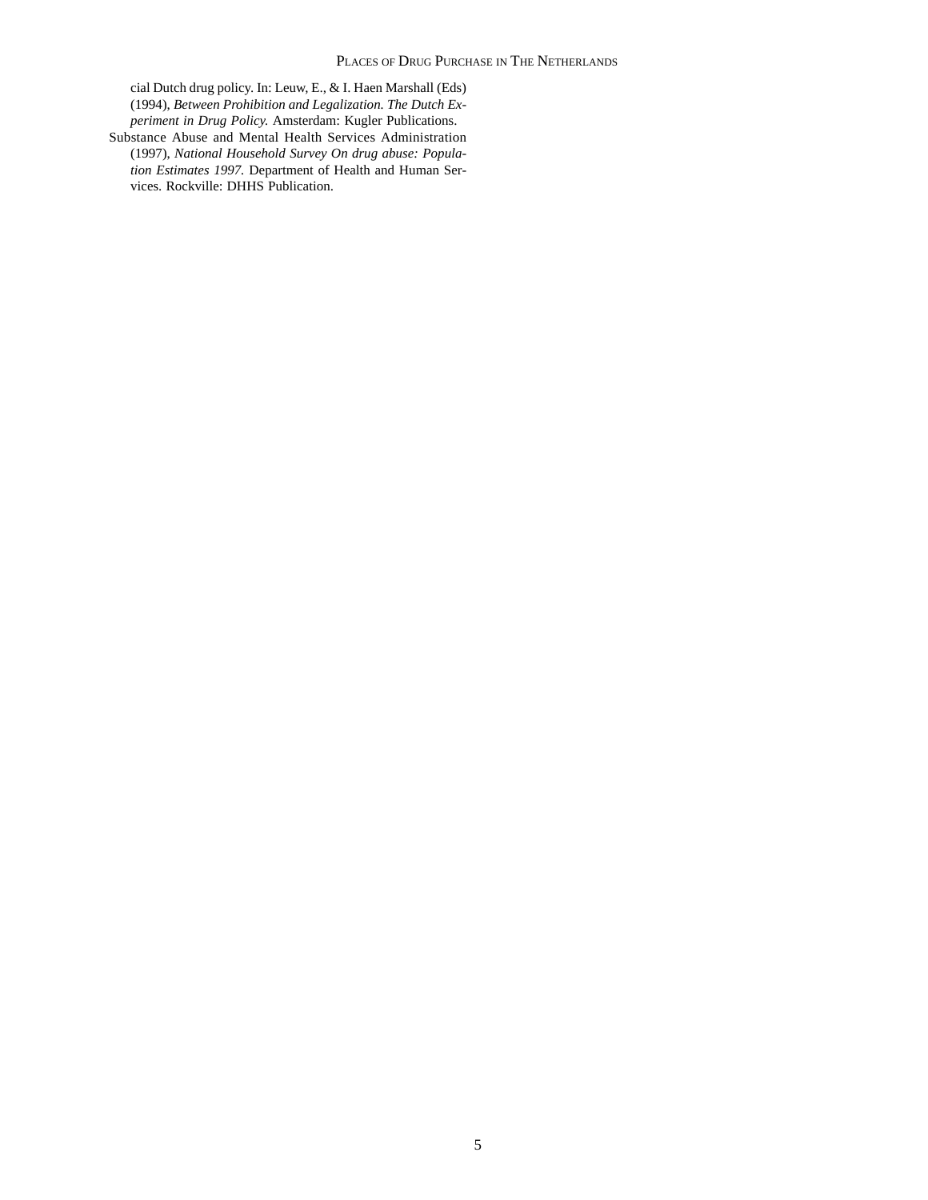cial Dutch drug policy. In: Leuw, E., & I. Haen Marshall (Eds) (1994), *Between Prohibition and Legalization. The Dutch Experiment in Drug Policy.* Amsterdam: Kugler Publications.

Substance Abuse and Mental Health Services Administration (1997), *National Household Survey On drug abuse: Population Estimates 1997.* Department of Health and Human Services. Rockville: DHHS Publication.